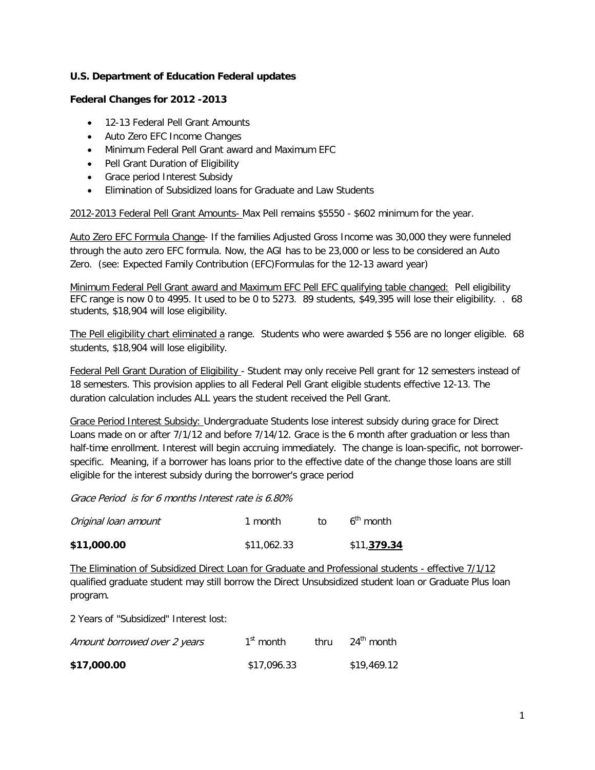**U.S. Department of Education Federal updates**

**Federal Changes for 2012 -2013**

- 12-13 Federal Pell Grant Amounts
- Auto Zero EFC Income Changes
- Minimum Federal Pell Grant award and Maximum EFC
- Pell Grant Duration of Eligibility
- Grace period Interest Subsidy
- Elimination of Subsidized loans for Graduate and Law Students

<u>2012-2013 Federal Pell Grant Amounts-</u> Max Pell remains $5550 - $602 minimum for the year.

<u>Auto Zero EFC Formula Change</u>- If the families Adjusted Gross Income was 30,000 they were funneled through the auto zero EFC formula. Now, the AGI has to be 23,000 or less to be considered an Auto Zero. (see: Expected Family Contribution (EFC)Formulas for the 12-13 award year)

<u>Minimum Federal Pell Grant award and Maximum EFC Pell EFC qualifying table changed:</u> Pell eligibility EFC range is now 0 to 4995. It used to be 0 to 5273. 89 students, $49,395 will lose their eligibility. . 68 students, $18,904 will lose eligibility.

<u>The Pell eligibility chart eliminated a</u> range. Students who were awarded $ 556 are no longer eligible. 68 students, $18,904 will lose eligibility.

<u>Federal Pell Grant Duration of Eligibility</u> - Student may only receive Pell grant for 12 semesters instead of 18 semesters. This provision applies to all Federal Pell Grant eligible students effective 12-13. The duration calculation includes ALL years the student received the Pell Grant.

<u>Grace Period Interest Subsidy:</u> Undergraduate Students lose interest subsidy during grace for Direct Loans made on or after 7/1/12 and before 7/14/12. Grace is the 6 month after graduation or less than half-time enrollment. Interest will begin accruing immediately. The change is loan-specific, not borrower-specific. Meaning, if a borrower has loans prior to the effective date of the change those loans are still eligible for the interest subsidy during the borrower's grace period

*Grace Period is for 6 months Interest rate is 6.80%*

| *Original loan amount* | 1 month | to | 6th month |
|---|---|---|---|
| **$11,000.00** | $11,062.33 | | $11,**379.34** |

<u>The Elimination of Subsidized Direct Loan for Graduate and Professional students - effective 7/1/12</u> qualified graduate student may still borrow the Direct Unsubsidized student loan or Graduate Plus loan program.

2 Years of "Subsidized" Interest lost:

| *Amount borrowed over 2 years* | 1st month | thru | 24th month |
|---|---|---|---|
| **$17,000.00** | $17,096.33 | | $19,469.12 |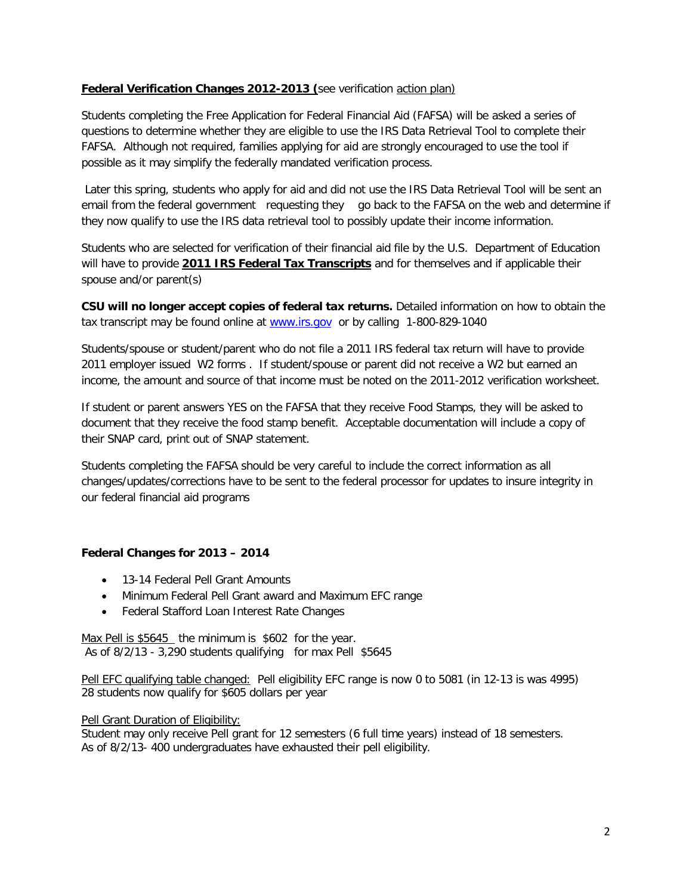**Federal Verification Changes 2012-2013 (**see verification action plan)

Students completing the Free Application for Federal Financial Aid (FAFSA) will be asked a series of questions to determine whether they are eligible to use the IRS Data Retrieval Tool to complete their FAFSA. Although not required, families applying for aid are strongly encouraged to use the tool if possible as it may simplify the federally mandated verification process.

Later this spring, students who apply for aid and did not use the IRS Data Retrieval Tool will be sent an email from the federal government requesting they go back to the FAFSA on the web and determine if they now qualify to use the IRS data retrieval tool to possibly update their income information.

Students who are selected for verification of their financial aid file by the U.S. Department of Education will have to provide **2011 IRS Federal Tax Transcripts** and for themselves and if applicable their spouse and/or parent(s)

**CSU will no longer accept copies of federal tax returns.** Detailed information on how to obtain the tax transcript may be found online at [www.irs.gov](http://www.irs.gov) or by calling 1-800-829-1040

Students/spouse or student/parent who do not file a 2011 IRS federal tax return will have to provide 2011 employer issued W2 forms . If student/spouse or parent did not receive a W2 but earned an income, the amount and source of that income must be noted on the 2011-2012 verification worksheet.

If student or parent answers YES on the FAFSA that they receive Food Stamps, they will be asked to document that they receive the food stamp benefit. Acceptable documentation will include a copy of their SNAP card, print out of SNAP statement.

Students completing the FAFSA should be very careful to include the correct information as all changes/updates/corrections have to be sent to the federal processor for updates to insure integrity in our federal financial aid programs

**Federal Changes for 2013 – 2014**

- 13-14 Federal Pell Grant Amounts
- Minimum Federal Pell Grant award and Maximum EFC range
- Federal Stafford Loan Interest Rate Changes

Max Pell is $5645 the minimum is $602 for the year.
As of 8/2/13 - 3,290 students qualifying for max Pell $5645

Pell EFC qualifying table changed: Pell eligibility EFC range is now 0 to 5081 (in 12-13 is was 4995)
28 students now qualify for $605 dollars per year

Pell Grant Duration of Eligibility:
Student may only receive Pell grant for 12 semesters (6 full time years) instead of 18 semesters.
As of 8/2/13- 400 undergraduates have exhausted their pell eligibility.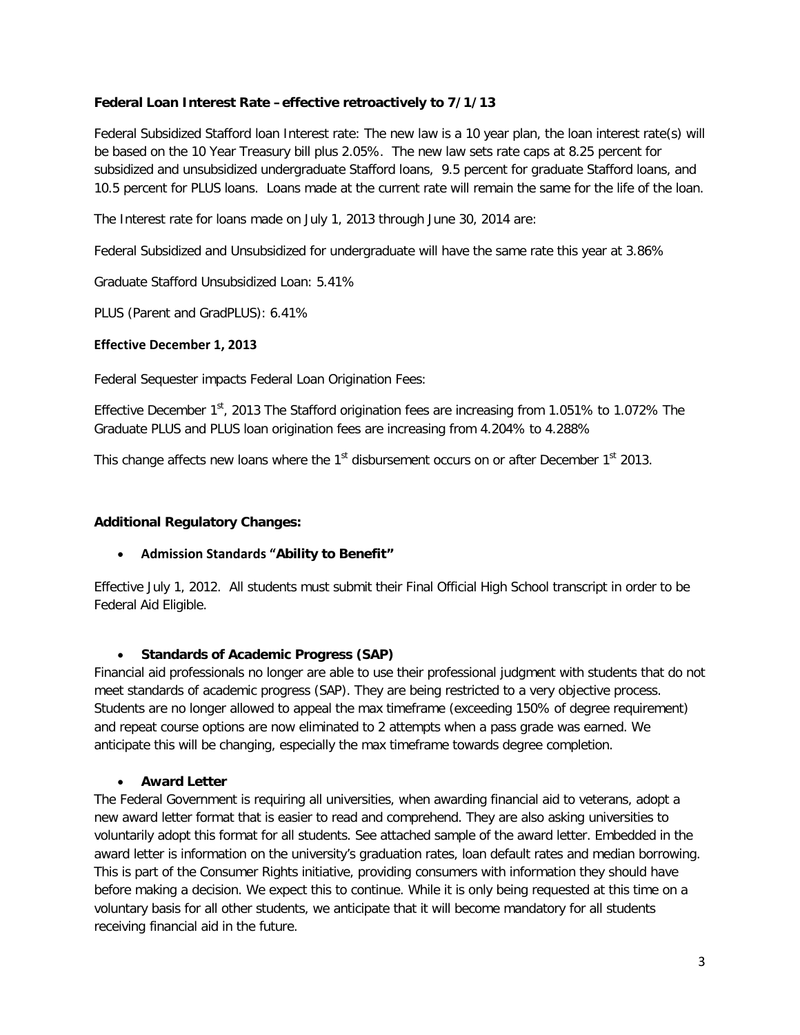**Federal Loan Interest Rate – effective retroactively to 7/1/13**

Federal Subsidized Stafford loan Interest rate: The new law is a 10 year plan, the loan interest rate(s) will be based on the 10 Year Treasury bill plus 2.05%. The new law sets rate caps at 8.25 percent for subsidized and unsubsidized undergraduate Stafford loans, 9.5 percent for graduate Stafford loans, and 10.5 percent for PLUS loans. Loans made at the current rate will remain the same for the life of the loan.

The Interest rate for loans made on July 1, 2013 through June 30, 2014 are:

Federal Subsidized and Unsubsidized for undergraduate will have the same rate this year at 3.86%

Graduate Stafford Unsubsidized Loan: 5.41%

PLUS (Parent and GradPLUS): 6.41%

**Effective December 1, 2013**

Federal Sequester impacts Federal Loan Origination Fees:

Effective December 1st, 2013 The Stafford origination fees are increasing from 1.051% to 1.072% The Graduate PLUS and PLUS loan origination fees are increasing from 4.204% to 4.288%

This change affects new loans where the 1st disbursement occurs on or after December 1st 2013.

**Additional Regulatory Changes:**

- **Admission Standards "Ability to Benefit"**

Effective July 1, 2012. All students must submit their Final Official High School transcript in order to be Federal Aid Eligible.

- **Standards of Academic Progress (SAP)**

Financial aid professionals no longer are able to use their professional judgment with students that do not meet standards of academic progress (SAP). They are being restricted to a very objective process. Students are no longer allowed to appeal the max timeframe (exceeding 150% of degree requirement) and repeat course options are now eliminated to 2 attempts when a pass grade was earned. We anticipate this will be changing, especially the max timeframe towards degree completion.

- **Award Letter**

The Federal Government is requiring all universities, when awarding financial aid to veterans, adopt a new award letter format that is easier to read and comprehend. They are also asking universities to voluntarily adopt this format for all students. See attached sample of the award letter. Embedded in the award letter is information on the university's graduation rates, loan default rates and median borrowing. This is part of the Consumer Rights initiative, providing consumers with information they should have before making a decision. We expect this to continue. While it is only being requested at this time on a voluntary basis for all other students, we anticipate that it will become mandatory for all students receiving financial aid in the future.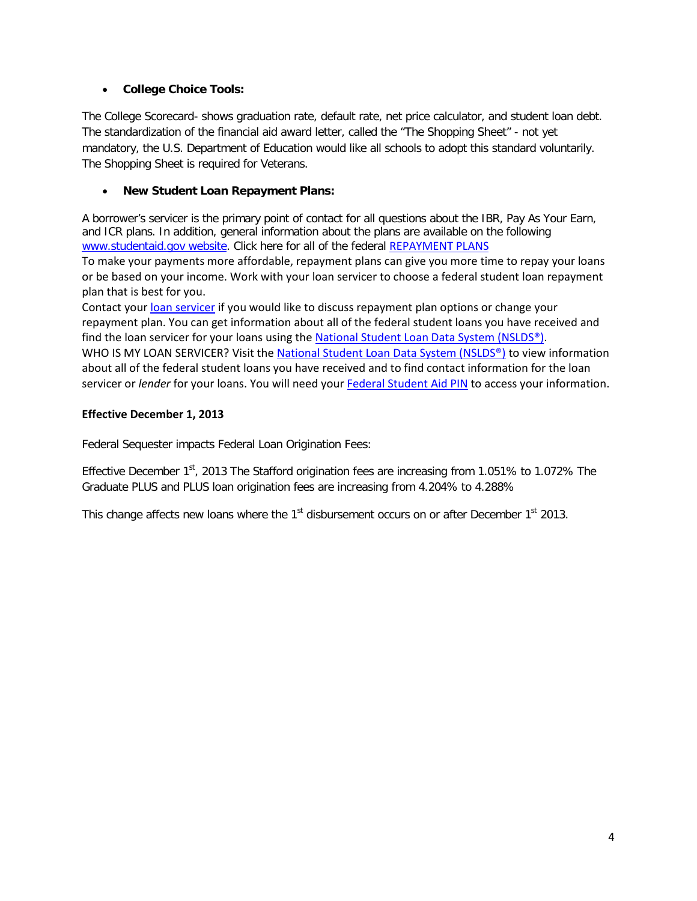- **College Choice Tools:**

The College Scorecard- shows graduation rate, default rate, net price calculator, and student loan debt. The standardization of the financial aid award letter, called the "The Shopping Sheet" - not yet mandatory, the U.S. Department of Education would like all schools to adopt this standard voluntarily. The Shopping Sheet is required for Veterans.

- **New Student Loan Repayment Plans:**

A borrower's servicer is the primary point of contact for all questions about the IBR, Pay As Your Earn, and ICR plans. In addition, general information about the plans are available on the following www.studentaid.gov website. Click here for all of the federal REPAYMENT PLANS

To make your payments more affordable, repayment plans can give you more time to repay your loans or be based on your income. Work with your loan servicer to choose a federal student loan repayment plan that is best for you.

Contact your loan servicer if you would like to discuss repayment plan options or change your repayment plan. You can get information about all of the federal student loans you have received and find the loan servicer for your loans using the National Student Loan Data System (NSLDS®).

WHO IS MY LOAN SERVICER? Visit the National Student Loan Data System (NSLDS®) to view information about all of the federal student loans you have received and to find contact information for the loan servicer or *lender* for your loans. You will need your Federal Student Aid PIN to access your information.

**Effective December 1, 2013**

Federal Sequester impacts Federal Loan Origination Fees:

Effective December 1st, 2013 The Stafford origination fees are increasing from 1.051% to 1.072% The Graduate PLUS and PLUS loan origination fees are increasing from 4.204% to 4.288%

This change affects new loans where the 1st disbursement occurs on or after December 1st 2013.